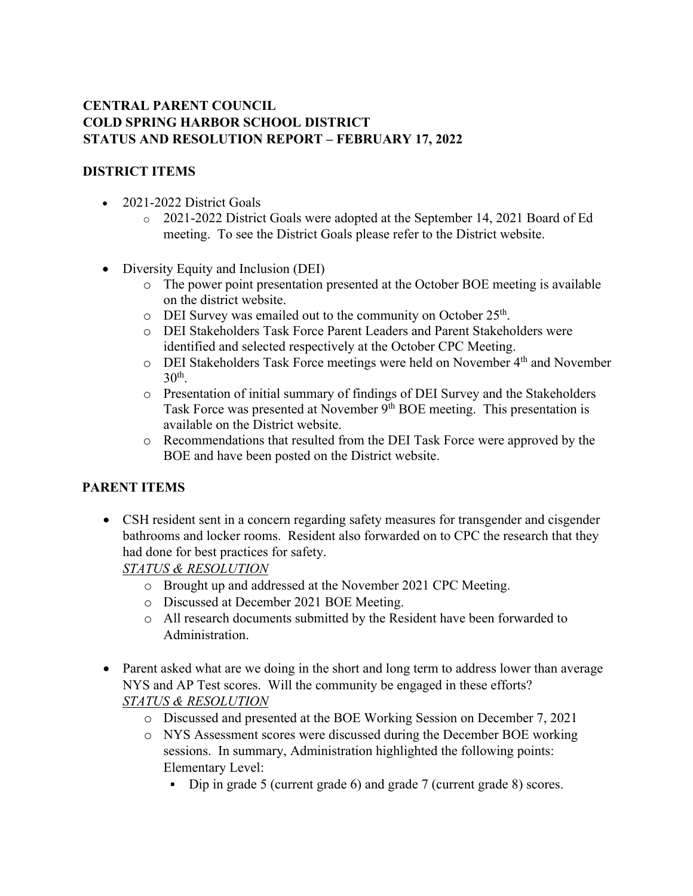**CENTRAL PARENT COUNCIL**
**COLD SPRING HARBOR SCHOOL DISTRICT**
**STATUS AND RESOLUTION REPORT – FEBRUARY 17, 2022**

## DISTRICT ITEMS

- 2021-2022 District Goals
  - 2021-2022 District Goals were adopted at the September 14, 2021 Board of Ed meeting. To see the District Goals please refer to the District website.

- Diversity Equity and Inclusion (DEI)
  - The power point presentation presented at the October BOE meeting is available on the district website.
  - DEI Survey was emailed out to the community on October 25th.
  - DEI Stakeholders Task Force Parent Leaders and Parent Stakeholders were identified and selected respectively at the October CPC Meeting.
  - DEI Stakeholders Task Force meetings were held on November 4th and November 30th.
  - Presentation of initial summary of findings of DEI Survey and the Stakeholders Task Force was presented at November 9th BOE meeting. This presentation is available on the District website.
  - Recommendations that resulted from the DEI Task Force were approved by the BOE and have been posted on the District website.

## PARENT ITEMS

- CSH resident sent in a concern regarding safety measures for transgender and cisgender bathrooms and locker rooms. Resident also forwarded on to CPC the research that they had done for best practices for safety.
  *STATUS & RESOLUTION*
  - Brought up and addressed at the November 2021 CPC Meeting.
  - Discussed at December 2021 BOE Meeting.
  - All research documents submitted by the Resident have been forwarded to Administration.

- Parent asked what are we doing in the short and long term to address lower than average NYS and AP Test scores. Will the community be engaged in these efforts?
  *STATUS & RESOLUTION*
  - Discussed and presented at the BOE Working Session on December 7, 2021
  - NYS Assessment scores were discussed during the December BOE working sessions. In summary, Administration highlighted the following points:
    Elementary Level:
    - Dip in grade 5 (current grade 6) and grade 7 (current grade 8) scores.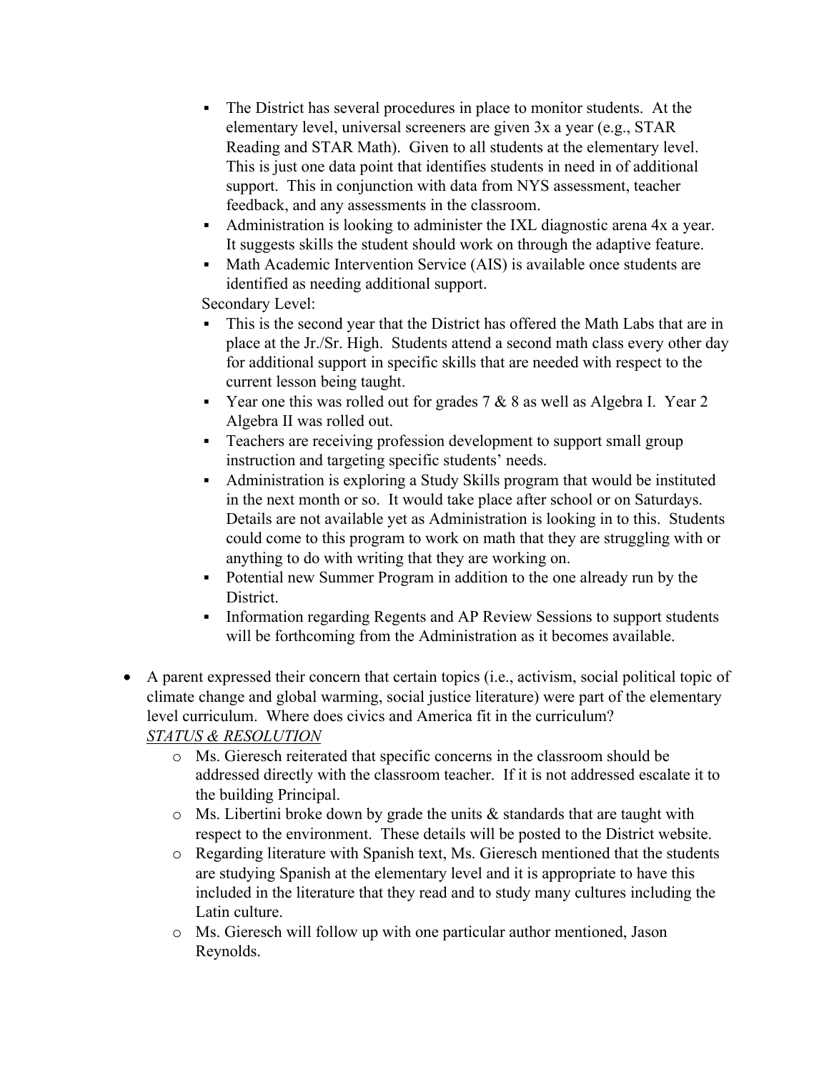- The District has several procedures in place to monitor students. At the elementary level, universal screeners are given 3x a year (e.g., STAR Reading and STAR Math). Given to all students at the elementary level. This is just one data point that identifies students in need in of additional support. This in conjunction with data from NYS assessment, teacher feedback, and any assessments in the classroom.
  - Administration is looking to administer the IXL diagnostic arena 4x a year. It suggests skills the student should work on through the adaptive feature.
  - Math Academic Intervention Service (AIS) is available once students are identified as needing additional support.

  Secondary Level:

  - This is the second year that the District has offered the Math Labs that are in place at the Jr./Sr. High. Students attend a second math class every other day for additional support in specific skills that are needed with respect to the current lesson being taught.
  - Year one this was rolled out for grades 7 & 8 as well as Algebra I. Year 2 Algebra II was rolled out.
  - Teachers are receiving profession development to support small group instruction and targeting specific students' needs.
  - Administration is exploring a Study Skills program that would be instituted in the next month or so. It would take place after school or on Saturdays. Details are not available yet as Administration is looking in to this. Students could come to this program to work on math that they are struggling with or anything to do with writing that they are working on.
  - Potential new Summer Program in addition to the one already run by the District.
  - Information regarding Regents and AP Review Sessions to support students will be forthcoming from the Administration as it becomes available.

- A parent expressed their concern that certain topics (i.e., activism, social political topic of climate change and global warming, social justice literature) were part of the elementary level curriculum. Where does civics and America fit in the curriculum?

  *STATUS & RESOLUTION*

  - Ms. Gieresch reiterated that specific concerns in the classroom should be addressed directly with the classroom teacher. If it is not addressed escalate it to the building Principal.
  - Ms. Libertini broke down by grade the units & standards that are taught with respect to the environment. These details will be posted to the District website.
  - Regarding literature with Spanish text, Ms. Gieresch mentioned that the students are studying Spanish at the elementary level and it is appropriate to have this included in the literature that they read and to study many cultures including the Latin culture.
  - Ms. Gieresch will follow up with one particular author mentioned, Jason Reynolds.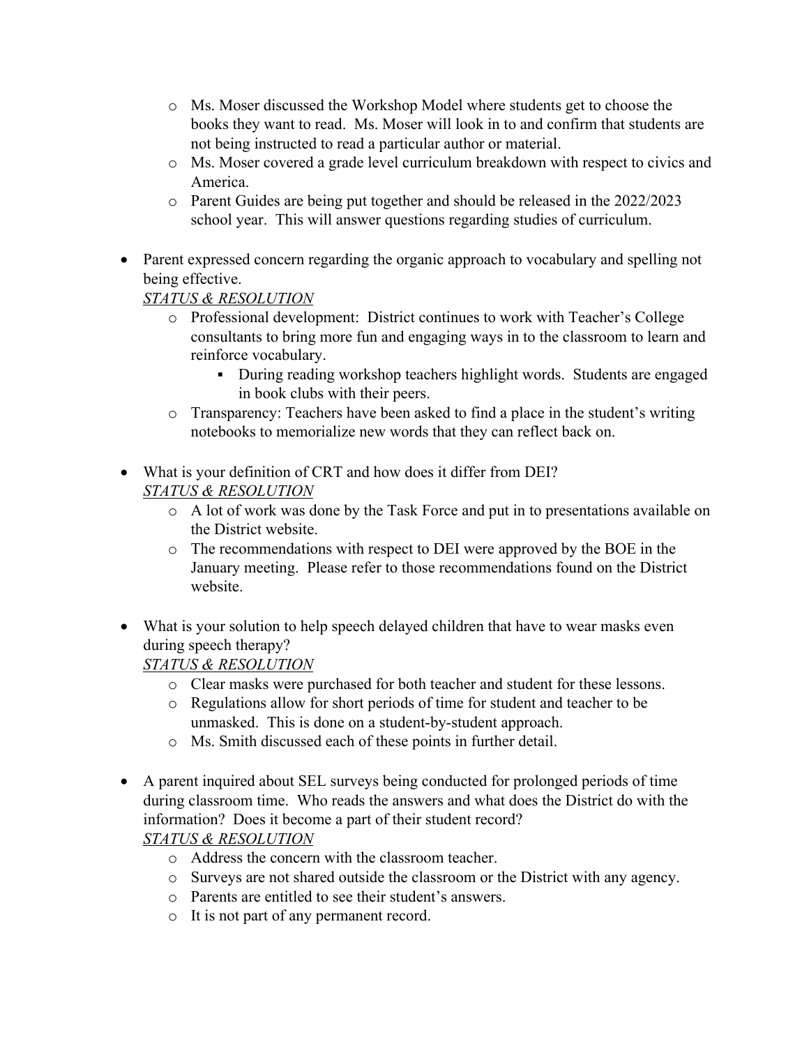- Ms. Moser discussed the Workshop Model where students get to choose the books they want to read. Ms. Moser will look in to and confirm that students are not being instructed to read a particular author or material.
  - Ms. Moser covered a grade level curriculum breakdown with respect to civics and America.
  - Parent Guides are being put together and should be released in the 2022/2023 school year. This will answer questions regarding studies of curriculum.

- Parent expressed concern regarding the organic approach to vocabulary and spelling not being effective.
  *STATUS & RESOLUTION*
  - Professional development: District continues to work with Teacher's College consultants to bring more fun and engaging ways in to the classroom to learn and reinforce vocabulary.
    - During reading workshop teachers highlight words. Students are engaged in book clubs with their peers.
  - Transparency: Teachers have been asked to find a place in the student's writing notebooks to memorialize new words that they can reflect back on.

- What is your definition of CRT and how does it differ from DEI?
  *STATUS & RESOLUTION*
  - A lot of work was done by the Task Force and put in to presentations available on the District website.
  - The recommendations with respect to DEI were approved by the BOE in the January meeting. Please refer to those recommendations found on the District website.

- What is your solution to help speech delayed children that have to wear masks even during speech therapy?
  *STATUS & RESOLUTION*
  - Clear masks were purchased for both teacher and student for these lessons.
  - Regulations allow for short periods of time for student and teacher to be unmasked. This is done on a student-by-student approach.
  - Ms. Smith discussed each of these points in further detail.

- A parent inquired about SEL surveys being conducted for prolonged periods of time during classroom time. Who reads the answers and what does the District do with the information? Does it become a part of their student record?
  *STATUS & RESOLUTION*
  - Address the concern with the classroom teacher.
  - Surveys are not shared outside the classroom or the District with any agency.
  - Parents are entitled to see their student's answers.
  - It is not part of any permanent record.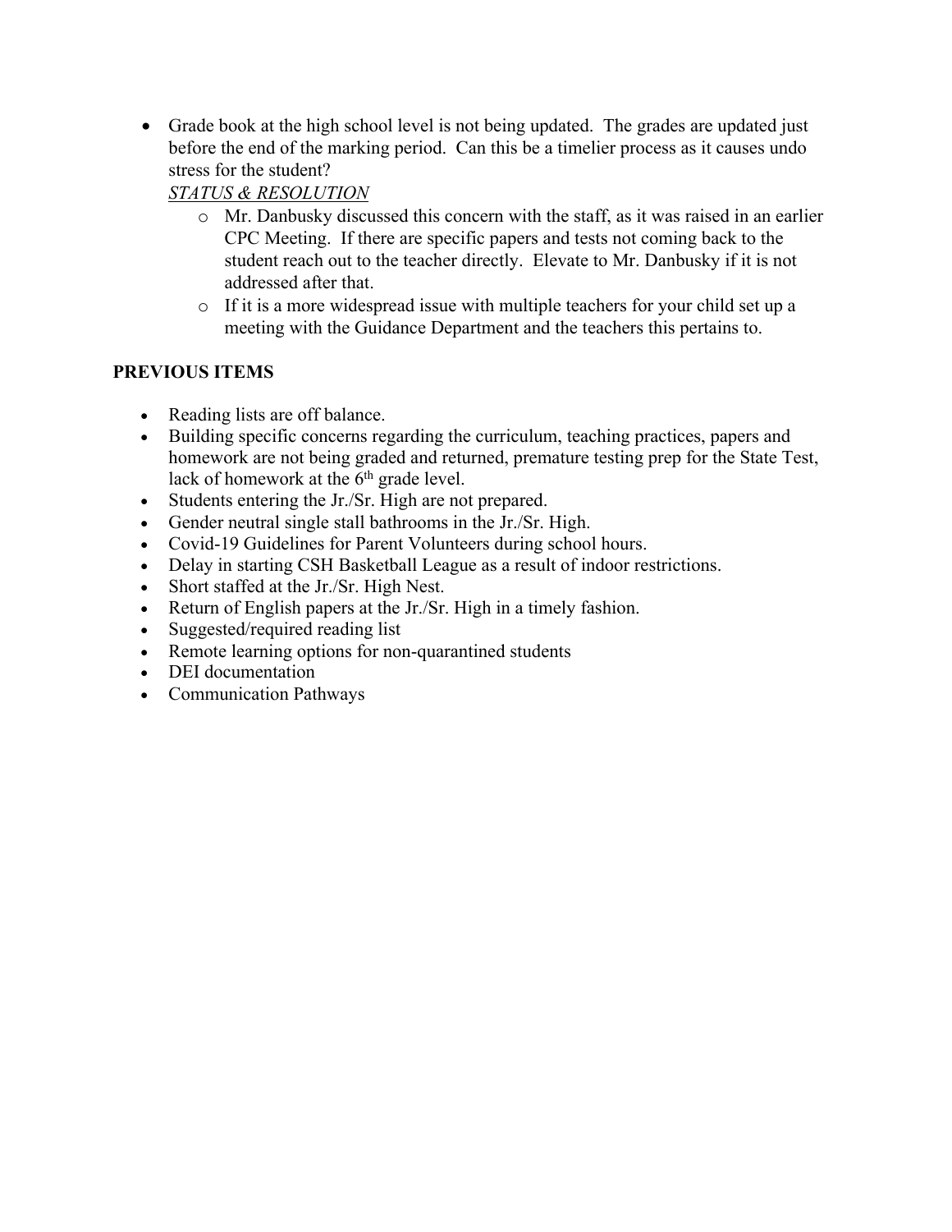- Grade book at the high school level is not being updated. The grades are updated just before the end of the marking period. Can this be a timelier process as it causes undo stress for the student?

  *STATUS & RESOLUTION*

  - Mr. Danbusky discussed this concern with the staff, as it was raised in an earlier CPC Meeting. If there are specific papers and tests not coming back to the student reach out to the teacher directly. Elevate to Mr. Danbusky if it is not addressed after that.
  - If it is a more widespread issue with multiple teachers for your child set up a meeting with the Guidance Department and the teachers this pertains to.

**PREVIOUS ITEMS**

- Reading lists are off balance.
- Building specific concerns regarding the curriculum, teaching practices, papers and homework are not being graded and returned, premature testing prep for the State Test, lack of homework at the 6th grade level.
- Students entering the Jr./Sr. High are not prepared.
- Gender neutral single stall bathrooms in the Jr./Sr. High.
- Covid-19 Guidelines for Parent Volunteers during school hours.
- Delay in starting CSH Basketball League as a result of indoor restrictions.
- Short staffed at the Jr./Sr. High Nest.
- Return of English papers at the Jr./Sr. High in a timely fashion.
- Suggested/required reading list
- Remote learning options for non-quarantined students
- DEI documentation
- Communication Pathways